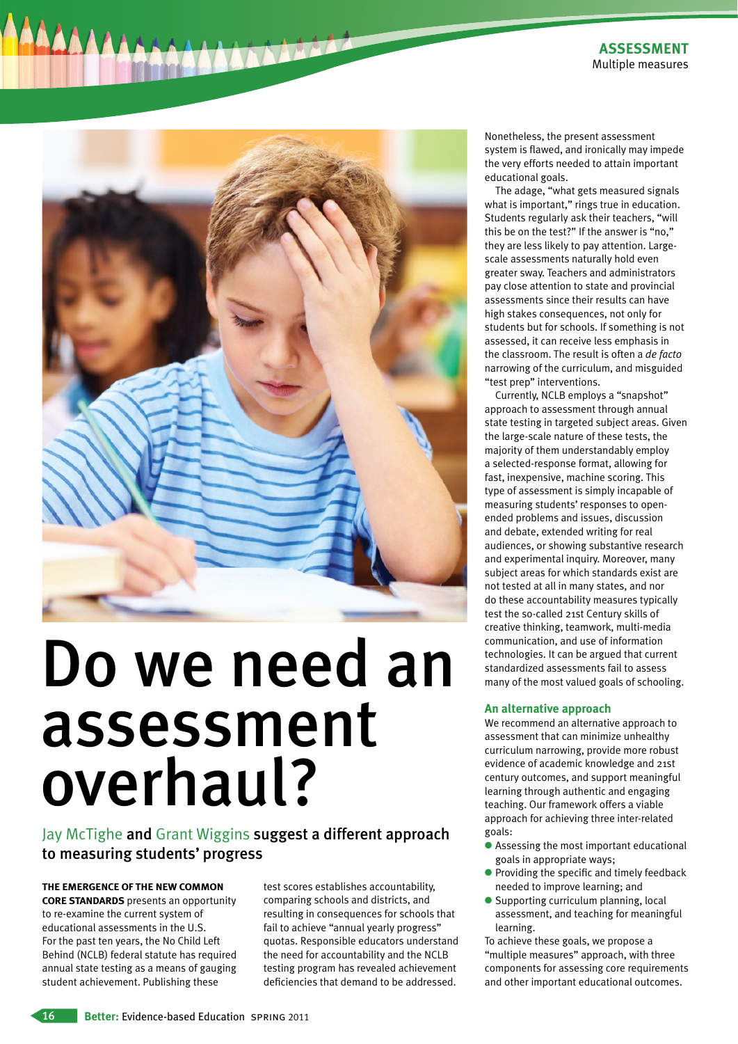# Do we need an assessment overhaul?

## Jay McTighe and Grant Wiggins suggest a different approach to measuring students' progress

**THE EMERGENCE OF THE NEW COMMON CORE STANDARDS** presents an opportunity to re-examine the current system of educational assessments in the U.S. For the past ten years, the No Child Left Behind (NCLB) federal statute has required annual state testing as a means of gauging student achievement. Publishing these test scores establishes accountability, comparing schools and districts, and resulting in consequences for schools that fail to achieve "annual yearly progress" quotas. Responsible educators understand the need for accountability and the NCLB testing program has revealed achievement deficiencies that demand to be addressed.

Nonetheless, the present assessment system is flawed, and ironically may impede the very efforts needed to attain important educational goals.

The adage, "what gets measured signals what is important," rings true in education. Students regularly ask their teachers, "will this be on the test?" If the answer is "no," they are less likely to pay attention. Large-scale assessments naturally hold even greater sway. Teachers and administrators pay close attention to state and provincial assessments since their results can have high stakes consequences, not only for students but for schools. If something is not assessed, it can receive less emphasis in the classroom. The result is often a *de facto* narrowing of the curriculum, and misguided "test prep" interventions.

Currently, NCLB employs a "snapshot" approach to assessment through annual state testing in targeted subject areas. Given the large-scale nature of these tests, the majority of them understandably employ a selected-response format, allowing for fast, inexpensive, machine scoring. This type of assessment is simply incapable of measuring students' responses to open-ended problems and issues, discussion and debate, extended writing for real audiences, or showing substantive research and experimental inquiry. Moreover, many subject areas for which standards exist are not tested at all in many states, and nor do these accountability measures typically test the so-called 21st Century skills of creative thinking, teamwork, multi-media communication, and use of information technologies. It can be argued that current standardized assessments fail to assess many of the most valued goals of schooling.

### An alternative approach

We recommend an alternative approach to assessment that can minimize unhealthy curriculum narrowing, provide more robust evidence of academic knowledge and 21st century outcomes, and support meaningful learning through authentic and engaging teaching. Our framework offers a viable approach for achieving three inter-related goals:

- Assessing the most important educational goals in appropriate ways;
- Providing the specific and timely feedback needed to improve learning; and
- Supporting curriculum planning, local assessment, and teaching for meaningful learning.

To achieve these goals, we propose a "multiple measures" approach, with three components for assessing core requirements and other important educational outcomes.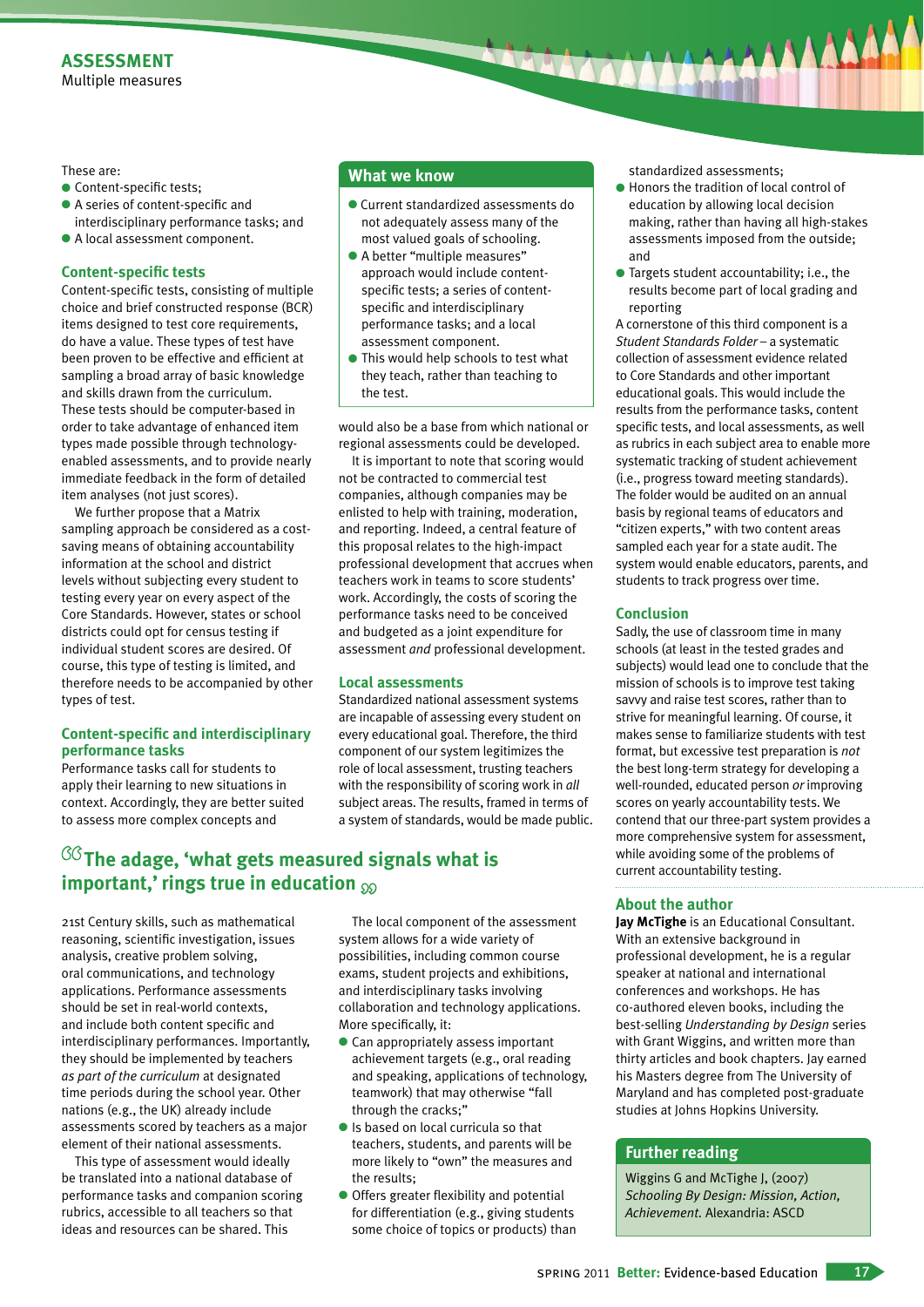These are:

- Content-specific tests;
- A series of content-specific and interdisciplinary performance tasks; and
- A local assessment component.

## Content-specific tests

Content-specific tests, consisting of multiple choice and brief constructed response (BCR) items designed to test core requirements, do have a value. These types of test have been proven to be effective and efficient at sampling a broad array of basic knowledge and skills drawn from the curriculum. These tests should be computer-based in order to take advantage of enhanced item types made possible through technology-enabled assessments, and to provide nearly immediate feedback in the form of detailed item analyses (not just scores).

We further propose that a Matrix sampling approach be considered as a cost-saving means of obtaining accountability information at the school and district levels without subjecting every student to testing every year on every aspect of the Core Standards. However, states or school districts could opt for census testing if individual student scores are desired. Of course, this type of testing is limited, and therefore needs to be accompanied by other types of test.

## Content-specific and interdisciplinary performance tasks

Performance tasks call for students to apply their learning to new situations in context. Accordingly, they are better suited to assess more complex concepts and 21st Century skills, such as mathematical reasoning, scientific investigation, issues analysis, creative problem solving, oral communications, and technology applications. Performance assessments should be set in real-world contexts, and include both content specific and interdisciplinary performances. Importantly, they should be implemented by teachers *as part of the curriculum* at designated time periods during the school year. Other nations (e.g., the UK) already include assessments scored by teachers as a major element of their national assessments.

This type of assessment would ideally be translated into a national database of performance tasks and companion scoring rubrics, accessible to all teachers so that ideas and resources can be shared. This would also be a base from which national or regional assessments could be developed.

It is important to note that scoring would not be contracted to commercial test companies, although companies may be enlisted to help with training, moderation, and reporting. Indeed, a central feature of this proposal relates to the high-impact professional development that accrues when teachers work in teams to score students' work. Accordingly, the costs of scoring the performance tasks need to be conceived and budgeted as a joint expenditure for assessment *and* professional development.

## What we know

- Current standardized assessments do not adequately assess many of the most valued goals of schooling.
- A better "multiple measures" approach would include content-specific tests; a series of content-specific and interdisciplinary performance tasks; and a local assessment component.
- This would help schools to test what they teach, rather than teaching to the test.

## Local assessments

Standardized national assessment systems are incapable of assessing every student on every educational goal. Therefore, the third component of our system legitimizes the role of local assessment, trusting teachers with the responsibility of scoring work in *all* subject areas. The results, framed in terms of a system of standards, would be made public.

The local component of the assessment system allows for a wide variety of possibilities, including common course exams, student projects and exhibitions, and interdisciplinary tasks involving collaboration and technology applications. More specifically, it:

- Can appropriately assess important achievement targets (e.g., oral reading and speaking, applications of technology, teamwork) that may otherwise "fall through the cracks;"
- Is based on local curricula so that teachers, students, and parents will be more likely to "own" the measures and the results;
- Offers greater flexibility and potential for differentiation (e.g., giving students some choice of topics or products) than standardized assessments;
- Honors the tradition of local control of education by allowing local decision making, rather than having all high-stakes assessments imposed from the outside; and
- Targets student accountability; i.e., the results become part of local grading and reporting

A cornerstone of this third component is a *Student Standards Folder* – a systematic collection of assessment evidence related to Core Standards and other important educational goals. This would include the results from the performance tasks, content specific tests, and local assessments, as well as rubrics in each subject area to enable more systematic tracking of student achievement (i.e., progress toward meeting standards). The folder would be audited on an annual basis by regional teams of educators and "citizen experts," with two content areas sampled each year for a state audit. The system would enable educators, parents, and students to track progress over time.

> **"The adage, 'what gets measured signals what is important,' rings true in education"**

## Conclusion

Sadly, the use of classroom time in many schools (at least in the tested grades and subjects) would lead one to conclude that the mission of schools is to improve test taking savvy and raise test scores, rather than to strive for meaningful learning. Of course, it makes sense to familiarize students with test format, but excessive test preparation is *not* the best long-term strategy for developing a well-rounded, educated person *or* improving scores on yearly accountability tests. We contend that our three-part system provides a more comprehensive system for assessment, while avoiding some of the problems of current accountability testing.

## About the author

**Jay McTighe** is an Educational Consultant. With an extensive background in professional development, he is a regular speaker at national and international conferences and workshops. He has co-authored eleven books, including the best-selling *Understanding by Design* series with Grant Wiggins, and written more than thirty articles and book chapters. Jay earned his Masters degree from The University of Maryland and has completed post-graduate studies at Johns Hopkins University.

## Further reading

Wiggins G and McTighe J, (2007) *Schooling By Design: Mission, Action, Achievement.* Alexandria: ASCD